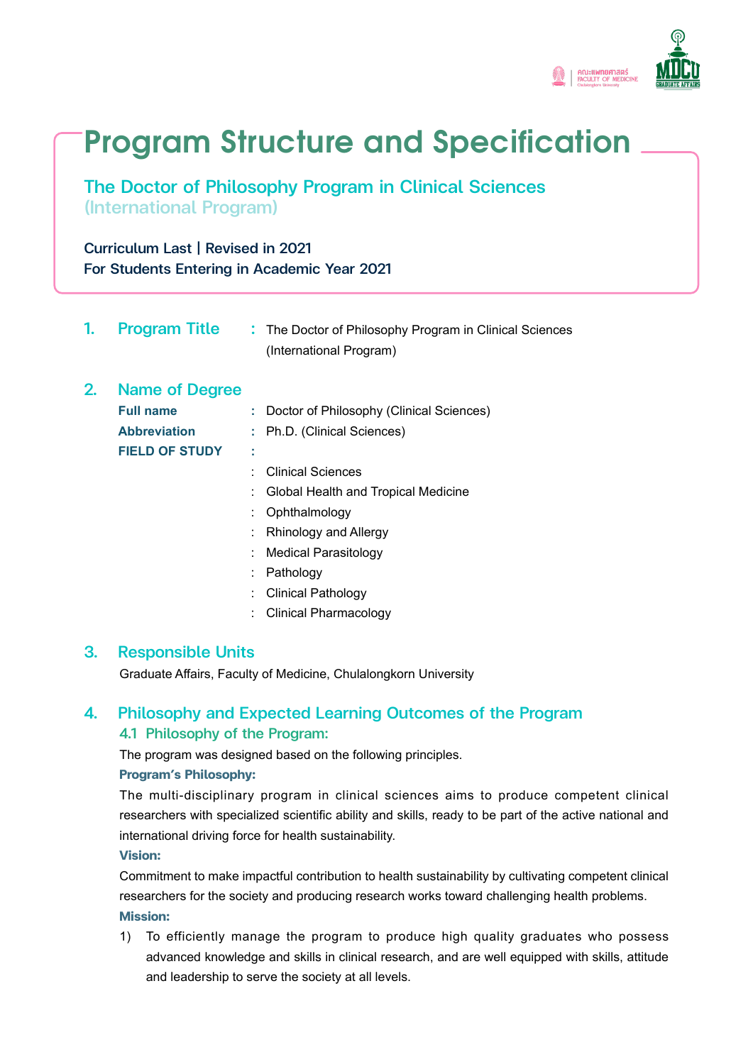# Program Structure and Specification

## The Doctor of Philosophy Program in Clinical Sciences (International Program)

**Curriculum Last | Revised in 2021**
**For Students Entering in Academic Year 2021**

## 1. Program Title

: The Doctor of Philosophy Program in Clinical Sciences (International Program)

## 2. Name of Degree

**Full name** : Doctor of Philosophy (Clinical Sciences)

**Abbreviation** : Ph.D. (Clinical Sciences)

**FIELD OF STUDY** :

- Clinical Sciences
- Global Health and Tropical Medicine
- Ophthalmology
- Rhinology and Allergy
- Medical Parasitology
- Pathology
- Clinical Pathology
- Clinical Pharmacology

## 3. Responsible Units

Graduate Affairs, Faculty of Medicine, Chulalongkorn University

## 4. Philosophy and Expected Learning Outcomes of the Program

### 4.1 Philosophy of the Program:

The program was designed based on the following principles.

**Program's Philosophy:**

The multi-disciplinary program in clinical sciences aims to produce competent clinical researchers with specialized scientific ability and skills, ready to be part of the active national and international driving force for health sustainability.

**Vision:**

Commitment to make impactful contribution to health sustainability by cultivating competent clinical researchers for the society and producing research works toward challenging health problems.

**Mission:**

1) To efficiently manage the program to produce high quality graduates who possess advanced knowledge and skills in clinical research, and are well equipped with skills, attitude and leadership to serve the society at all levels.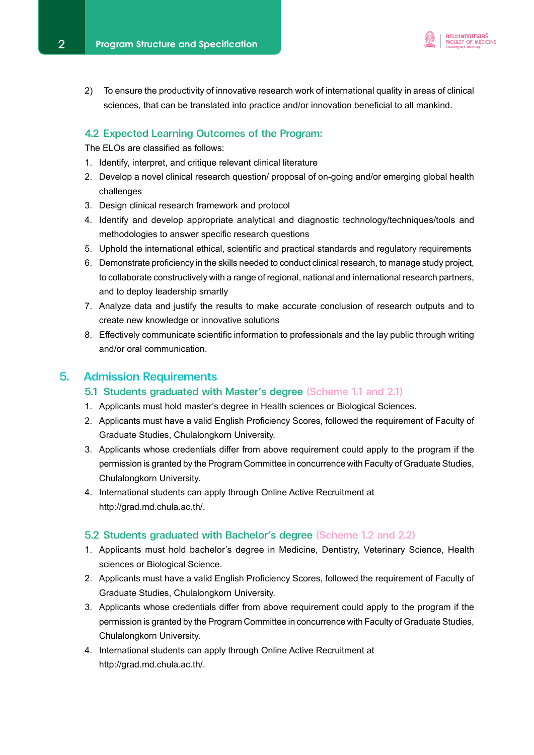2) To ensure the productivity of innovative research work of international quality in areas of clinical sciences, that can be translated into practice and/or innovation beneficial to all mankind.

### 4.2 Expected Learning Outcomes of the Program:

The ELOs are classified as follows:

1. Identify, interpret, and critique relevant clinical literature
2. Develop a novel clinical research question/ proposal of on-going and/or emerging global health challenges
3. Design clinical research framework and protocol
4. Identify and develop appropriate analytical and diagnostic technology/techniques/tools and methodologies to answer specific research questions
5. Uphold the international ethical, scientific and practical standards and regulatory requirements
6. Demonstrate proficiency in the skills needed to conduct clinical research, to manage study project, to collaborate constructively with a range of regional, national and international research partners, and to deploy leadership smartly
7. Analyze data and justify the results to make accurate conclusion of research outputs and to create new knowledge or innovative solutions
8. Effectively communicate scientific information to professionals and the lay public through writing and/or oral communication.

## 5. Admission Requirements

### 5.1 Students graduated with Master's degree (Scheme 1.1 and 2.1)

1. Applicants must hold master's degree in Health sciences or Biological Sciences.
2. Applicants must have a valid English Proficiency Scores, followed the requirement of Faculty of Graduate Studies, Chulalongkorn University.
3. Applicants whose credentials differ from above requirement could apply to the program if the permission is granted by the Program Committee in concurrence with Faculty of Graduate Studies, Chulalongkorn University.
4. International students can apply through Online Active Recruitment at http://grad.md.chula.ac.th/.

### 5.2 Students graduated with Bachelor's degree (Scheme 1.2 and 2.2)

1. Applicants must hold bachelor's degree in Medicine, Dentistry, Veterinary Science, Health sciences or Biological Science.
2. Applicants must have a valid English Proficiency Scores, followed the requirement of Faculty of Graduate Studies, Chulalongkorn University.
3. Applicants whose credentials differ from above requirement could apply to the program if the permission is granted by the Program Committee in concurrence with Faculty of Graduate Studies, Chulalongkorn University.
4. International students can apply through Online Active Recruitment at http://grad.md.chula.ac.th/.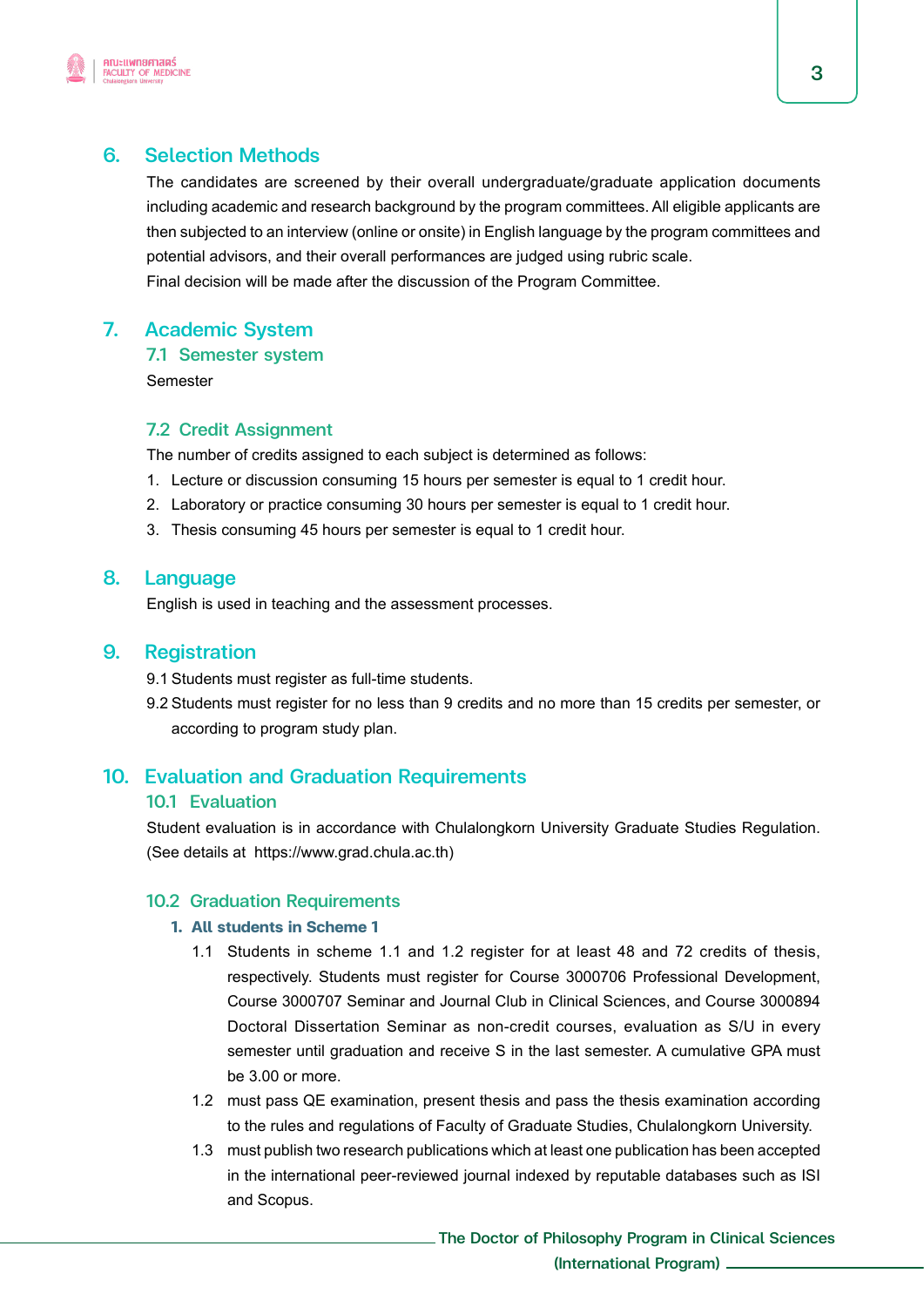## 6. Selection Methods

The candidates are screened by their overall undergraduate/graduate application documents including academic and research background by the program committees. All eligible applicants are then subjected to an interview (online or onsite) in English language by the program committees and potential advisors, and their overall performances are judged using rubric scale.

Final decision will be made after the discussion of the Program Committee.

## 7. Academic System

### 7.1 Semester system

Semester

### 7.2 Credit Assignment

The number of credits assigned to each subject is determined as follows:

1. Lecture or discussion consuming 15 hours per semester is equal to 1 credit hour.
2. Laboratory or practice consuming 30 hours per semester is equal to 1 credit hour.
3. Thesis consuming 45 hours per semester is equal to 1 credit hour.

## 8. Language

English is used in teaching and the assessment processes.

## 9. Registration

9.1 Students must register as full-time students.

9.2 Students must register for no less than 9 credits and no more than 15 credits per semester, or according to program study plan.

## 10. Evaluation and Graduation Requirements

### 10.1 Evaluation

Student evaluation is in accordance with Chulalongkorn University Graduate Studies Regulation. (See details at https://www.grad.chula.ac.th)

### 10.2 Graduation Requirements

**1. All students in Scheme 1**

1.1 Students in scheme 1.1 and 1.2 register for at least 48 and 72 credits of thesis, respectively. Students must register for Course 3000706 Professional Development, Course 3000707 Seminar and Journal Club in Clinical Sciences, and Course 3000894 Doctoral Dissertation Seminar as non-credit courses, evaluation as S/U in every semester until graduation and receive S in the last semester. A cumulative GPA must be 3.00 or more.

1.2 must pass QE examination, present thesis and pass the thesis examination according to the rules and regulations of Faculty of Graduate Studies, Chulalongkorn University.

1.3 must publish two research publications which at least one publication has been accepted in the international peer-reviewed journal indexed by reputable databases such as ISI and Scopus.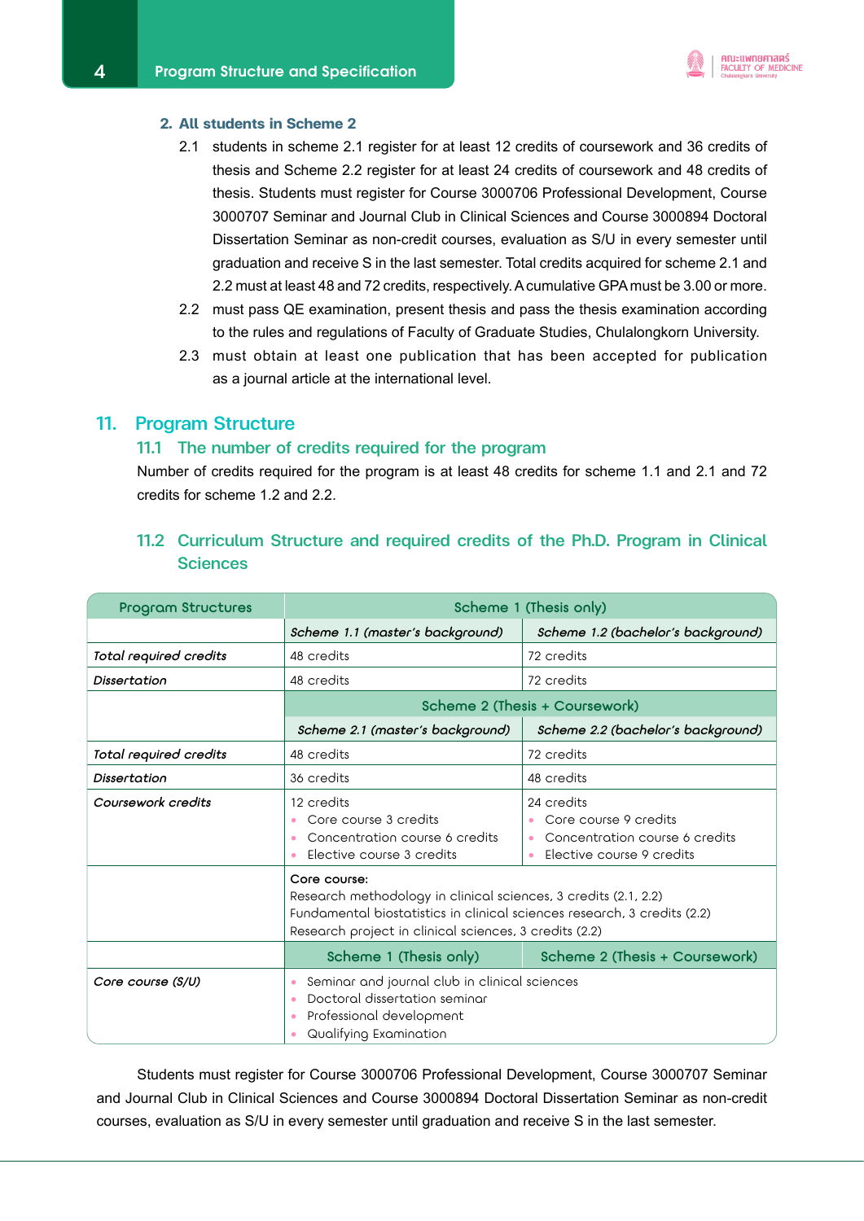**2. All students in Scheme 2**

2.1 students in scheme 2.1 register for at least 12 credits of coursework and 36 credits of thesis and Scheme 2.2 register for at least 24 credits of coursework and 48 credits of thesis. Students must register for Course 3000706 Professional Development, Course 3000707 Seminar and Journal Club in Clinical Sciences and Course 3000894 Doctoral Dissertation Seminar as non-credit courses, evaluation as S/U in every semester until graduation and receive S in the last semester. Total credits acquired for scheme 2.1 and 2.2 must at least 48 and 72 credits, respectively. A cumulative GPA must be 3.00 or more.

2.2 must pass QE examination, present thesis and pass the thesis examination according to the rules and regulations of Faculty of Graduate Studies, Chulalongkorn University.

2.3 must obtain at least one publication that has been accepted for publication as a journal article at the international level.

## 11. Program Structure

### 11.1 The number of credits required for the program

Number of credits required for the program is at least 48 credits for scheme 1.1 and 2.1 and 72 credits for scheme 1.2 and 2.2.

### 11.2 Curriculum Structure and required credits of the Ph.D. Program in Clinical Sciences

| Program Structures | Scheme 1 (Thesis only) | |
|---|---|---|
| | *Scheme 1.1 (master's background)* | *Scheme 1.2 (bachelor's background)* |
| *Total required credits* | 48 credits | 72 credits |
| *Dissertation* | 48 credits | 72 credits |
| | Scheme 2 (Thesis + Coursework) | |
| | *Scheme 2.1 (master's background)* | *Scheme 2.2 (bachelor's background)* |
| *Total required credits* | 48 credits | 72 credits |
| *Dissertation* | 36 credits | 48 credits |
| *Coursework credits* | 12 credits<br>• Core course 3 credits<br>• Concentration course 6 credits<br>• Elective course 3 credits | 24 credits<br>• Core course 9 credits<br>• Concentration course 6 credits<br>• Elective course 9 credits |
| | Core course:<br>Research methodology in clinical sciences, 3 credits (2.1, 2.2)<br>Fundamental biostatistics in clinical sciences research, 3 credits (2.2)<br>Research project in clinical sciences, 3 credits (2.2) | |
| | Scheme 1 (Thesis only) | Scheme 2 (Thesis + Coursework) |
| *Core course (S/U)* | • Seminar and journal club in clinical sciences<br>• Doctoral dissertation seminar<br>• Professional development<br>• Qualifying Examination | |

Students must register for Course 3000706 Professional Development, Course 3000707 Seminar and Journal Club in Clinical Sciences and Course 3000894 Doctoral Dissertation Seminar as non-credit courses, evaluation as S/U in every semester until graduation and receive S in the last semester.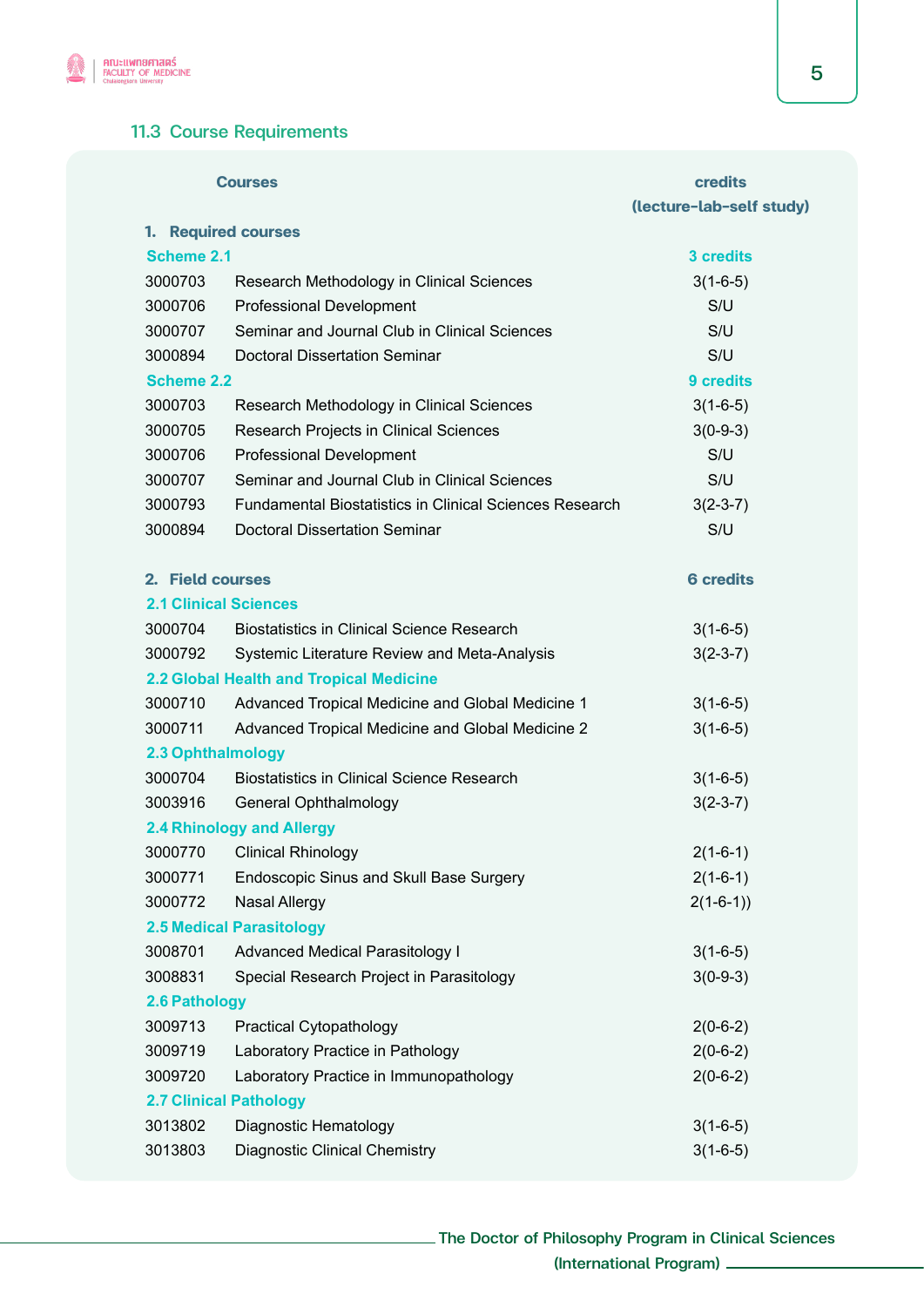### 11.3 Course Requirements

| Courses | | credits (lecture-lab-self study) |
|---|---|---|
| **1. Required courses** | | |
| **Scheme 2.1** | | **3 credits** |
| 3000703 | Research Methodology in Clinical Sciences | 3(1-6-5) |
| 3000706 | Professional Development | S/U |
| 3000707 | Seminar and Journal Club in Clinical Sciences | S/U |
| 3000894 | Doctoral Dissertation Seminar | S/U |
| **Scheme 2.2** | | **9 credits** |
| 3000703 | Research Methodology in Clinical Sciences | 3(1-6-5) |
| 3000705 | Research Projects in Clinical Sciences | 3(0-9-3) |
| 3000706 | Professional Development | S/U |
| 3000707 | Seminar and Journal Club in Clinical Sciences | S/U |
| 3000793 | Fundamental Biostatistics in Clinical Sciences Research | 3(2-3-7) |
| 3000894 | Doctoral Dissertation Seminar | S/U |
| **2. Field courses** | | **6 credits** |
| **2.1 Clinical Sciences** | | |
| 3000704 | Biostatistics in Clinical Science Research | 3(1-6-5) |
| 3000792 | Systemic Literature Review and Meta-Analysis | 3(2-3-7) |
| **2.2 Global Health and Tropical Medicine** | | |
| 3000710 | Advanced Tropical Medicine and Global Medicine 1 | 3(1-6-5) |
| 3000711 | Advanced Tropical Medicine and Global Medicine 2 | 3(1-6-5) |
| **2.3 Ophthalmology** | | |
| 3000704 | Biostatistics in Clinical Science Research | 3(1-6-5) |
| 3003916 | General Ophthalmology | 3(2-3-7) |
| **2.4 Rhinology and Allergy** | | |
| 3000770 | Clinical Rhinology | 2(1-6-1) |
| 3000771 | Endoscopic Sinus and Skull Base Surgery | 2(1-6-1) |
| 3000772 | Nasal Allergy | 2(1-6-1)) |
| **2.5 Medical Parasitology** | | |
| 3008701 | Advanced Medical Parasitology I | 3(1-6-5) |
| 3008831 | Special Research Project in Parasitology | 3(0-9-3) |
| **2.6 Pathology** | | |
| 3009713 | Practical Cytopathology | 2(0-6-2) |
| 3009719 | Laboratory Practice in Pathology | 2(0-6-2) |
| 3009720 | Laboratory Practice in Immunopathology | 2(0-6-2) |
| **2.7 Clinical Pathology** | | |
| 3013802 | Diagnostic Hematology | 3(1-6-5) |
| 3013803 | Diagnostic Clinical Chemistry | 3(1-6-5) |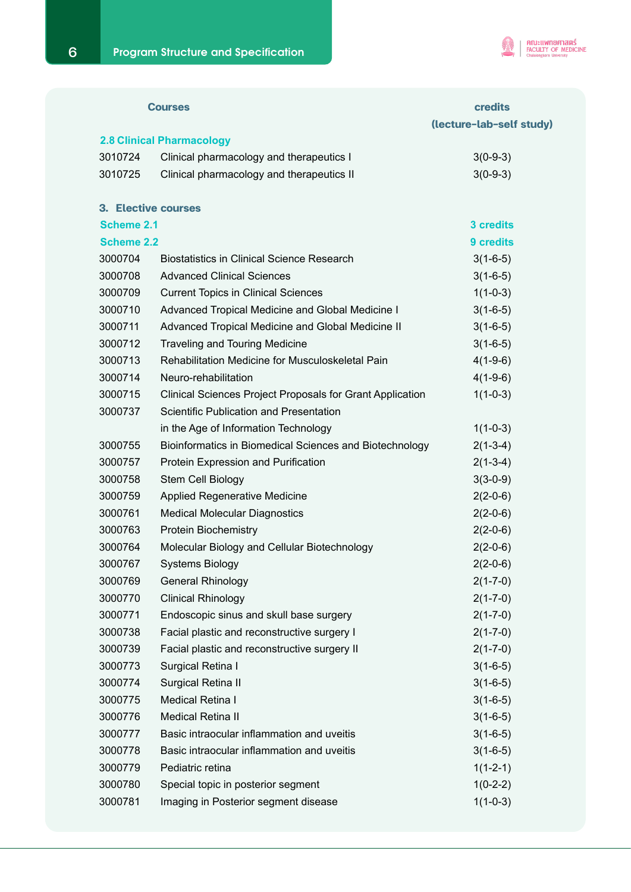| Courses | | credits (lecture-lab-self study) |
|---|---|---|
| **2.8 Clinical Pharmacology** | | |
| 3010724 | Clinical pharmacology and therapeutics I | 3(0-9-3) |
| 3010725 | Clinical pharmacology and therapeutics II | 3(0-9-3) |
| **3. Elective courses** | | |
| **Scheme 2.1** | | **3 credits** |
| **Scheme 2.2** | | **9 credits** |
| 3000704 | Biostatistics in Clinical Science Research | 3(1-6-5) |
| 3000708 | Advanced Clinical Sciences | 3(1-6-5) |
| 3000709 | Current Topics in Clinical Sciences | 1(1-0-3) |
| 3000710 | Advanced Tropical Medicine and Global Medicine I | 3(1-6-5) |
| 3000711 | Advanced Tropical Medicine and Global Medicine II | 3(1-6-5) |
| 3000712 | Traveling and Touring Medicine | 3(1-6-5) |
| 3000713 | Rehabilitation Medicine for Musculoskeletal Pain | 4(1-9-6) |
| 3000714 | Neuro-rehabilitation | 4(1-9-6) |
| 3000715 | Clinical Sciences Project Proposals for Grant Application | 1(1-0-3) |
| 3000737 | Scientific Publication and Presentation in the Age of Information Technology | 1(1-0-3) |
| 3000755 | Bioinformatics in Biomedical Sciences and Biotechnology | 2(1-3-4) |
| 3000757 | Protein Expression and Purification | 2(1-3-4) |
| 3000758 | Stem Cell Biology | 3(3-0-9) |
| 3000759 | Applied Regenerative Medicine | 2(2-0-6) |
| 3000761 | Medical Molecular Diagnostics | 2(2-0-6) |
| 3000763 | Protein Biochemistry | 2(2-0-6) |
| 3000764 | Molecular Biology and Cellular Biotechnology | 2(2-0-6) |
| 3000767 | Systems Biology | 2(2-0-6) |
| 3000769 | General Rhinology | 2(1-7-0) |
| 3000770 | Clinical Rhinology | 2(1-7-0) |
| 3000771 | Endoscopic sinus and skull base surgery | 2(1-7-0) |
| 3000738 | Facial plastic and reconstructive surgery I | 2(1-7-0) |
| 3000739 | Facial plastic and reconstructive surgery II | 2(1-7-0) |
| 3000773 | Surgical Retina I | 3(1-6-5) |
| 3000774 | Surgical Retina II | 3(1-6-5) |
| 3000775 | Medical Retina I | 3(1-6-5) |
| 3000776 | Medical Retina II | 3(1-6-5) |
| 3000777 | Basic intraocular inflammation and uveitis | 3(1-6-5) |
| 3000778 | Basic intraocular inflammation and uveitis | 3(1-6-5) |
| 3000779 | Pediatric retina | 1(1-2-1) |
| 3000780 | Special topic in posterior segment | 1(0-2-2) |
| 3000781 | Imaging in Posterior segment disease | 1(1-0-3) |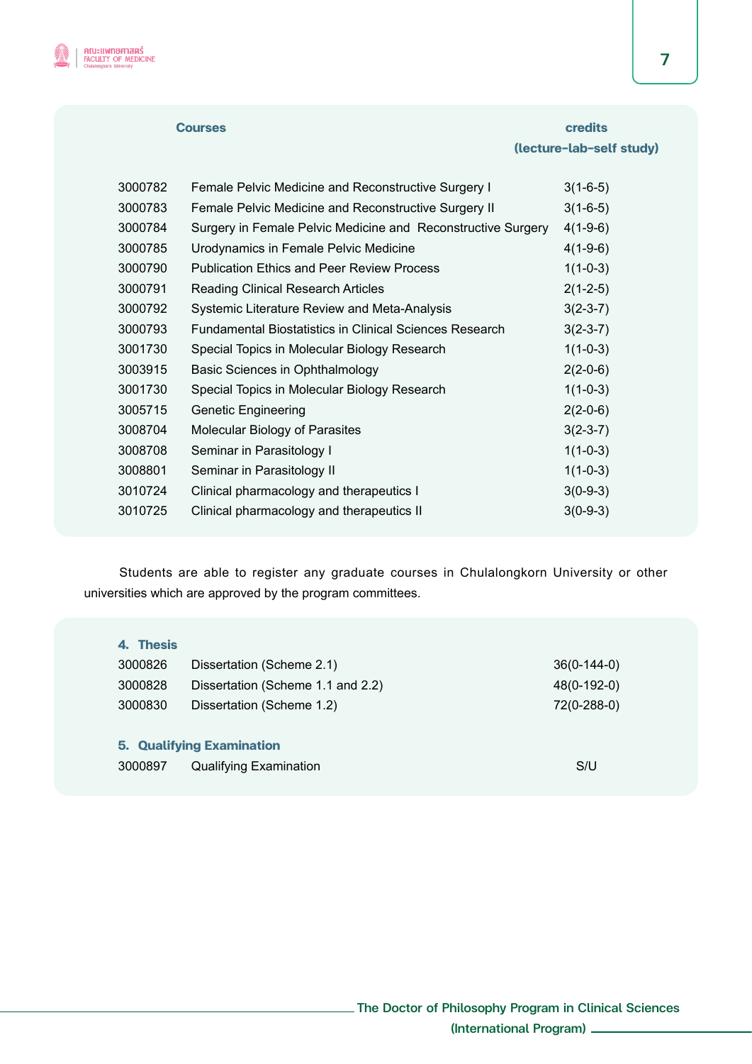| | Courses | credits (lecture-lab-self study) |
|---|---|---|
| 3000782 | Female Pelvic Medicine and Reconstructive Surgery I | 3(1-6-5) |
| 3000783 | Female Pelvic Medicine and Reconstructive Surgery II | 3(1-6-5) |
| 3000784 | Surgery in Female Pelvic Medicine and Reconstructive Surgery | 4(1-9-6) |
| 3000785 | Urodynamics in Female Pelvic Medicine | 4(1-9-6) |
| 3000790 | Publication Ethics and Peer Review Process | 1(1-0-3) |
| 3000791 | Reading Clinical Research Articles | 2(1-2-5) |
| 3000792 | Systemic Literature Review and Meta-Analysis | 3(2-3-7) |
| 3000793 | Fundamental Biostatistics in Clinical Sciences Research | 3(2-3-7) |
| 3001730 | Special Topics in Molecular Biology Research | 1(1-0-3) |
| 3003915 | Basic Sciences in Ophthalmology | 2(2-0-6) |
| 3001730 | Special Topics in Molecular Biology Research | 1(1-0-3) |
| 3005715 | Genetic Engineering | 2(2-0-6) |
| 3008704 | Molecular Biology of Parasites | 3(2-3-7) |
| 3008708 | Seminar in Parasitology I | 1(1-0-3) |
| 3008801 | Seminar in Parasitology II | 1(1-0-3) |
| 3010724 | Clinical pharmacology and therapeutics I | 3(0-9-3) |
| 3010725 | Clinical pharmacology and therapeutics II | 3(0-9-3) |

Students are able to register any graduate courses in Chulalongkorn University or other universities which are approved by the program committees.

**4. Thesis**

| | | |
|---|---|---|
| 3000826 | Dissertation (Scheme 2.1) | 36(0-144-0) |
| 3000828 | Dissertation (Scheme 1.1 and 2.2) | 48(0-192-0) |
| 3000830 | Dissertation (Scheme 1.2) | 72(0-288-0) |

**5. Qualifying Examination**

| | | |
|---|---|---|
| 3000897 | Qualifying Examination | S/U |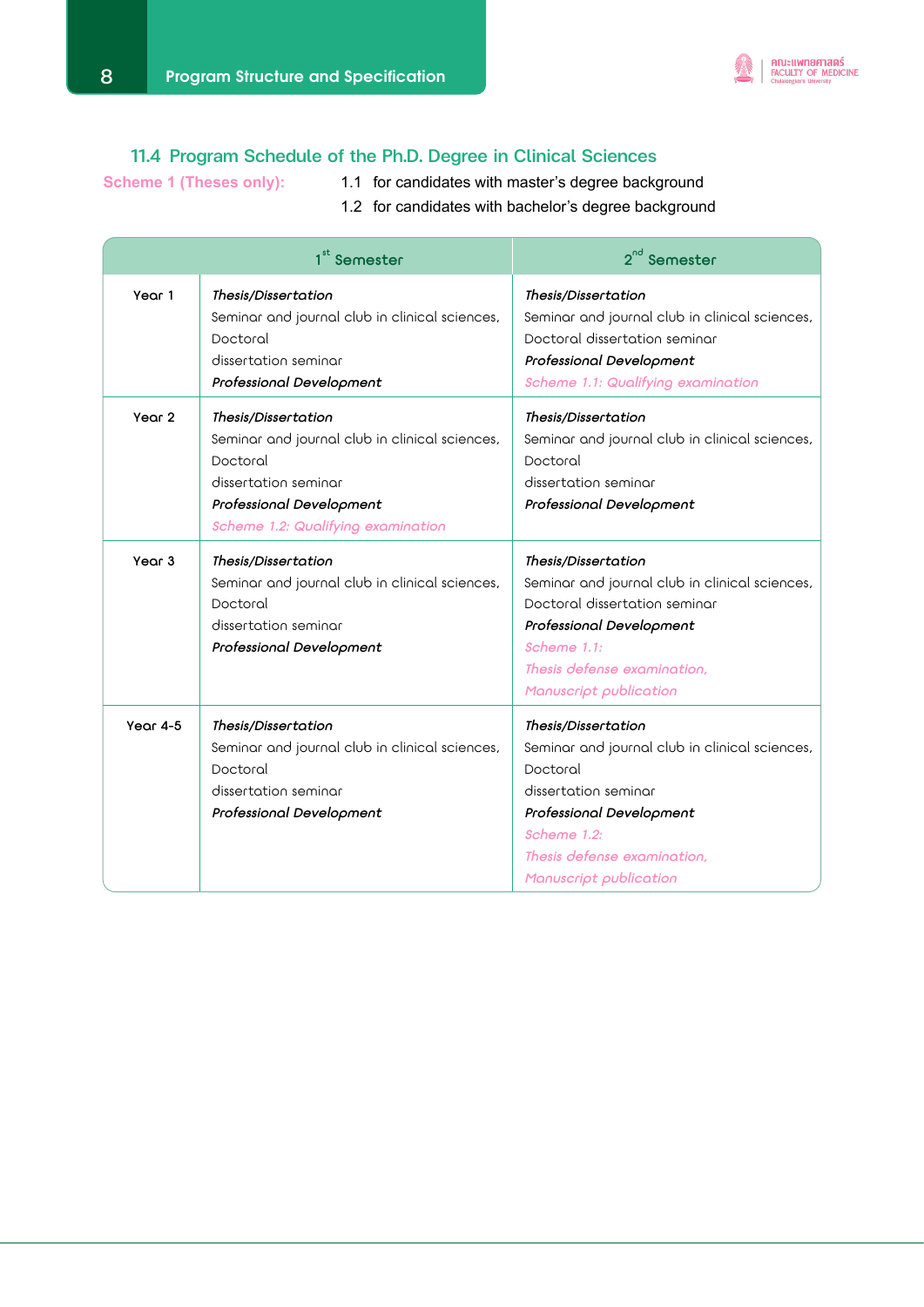### 11.4 Program Schedule of the Ph.D. Degree in Clinical Sciences

**Scheme 1 (Theses only):**

1.1 for candidates with master's degree background

1.2 for candidates with bachelor's degree background

| | 1st Semester | 2nd Semester |
|---|---|---|
| Year 1 | *Thesis/Dissertation*<br>Seminar and journal club in clinical sciences, Doctoral dissertation seminar<br>***Professional Development*** | *Thesis/Dissertation*<br>Seminar and journal club in clinical sciences, Doctoral dissertation seminar<br>***Professional Development***<br>*Scheme 1.1: Qualifying examination* |
| Year 2 | *Thesis/Dissertation*<br>Seminar and journal club in clinical sciences, Doctoral dissertation seminar<br>***Professional Development***<br>*Scheme 1.2: Qualifying examination* | *Thesis/Dissertation*<br>Seminar and journal club in clinical sciences, Doctoral dissertation seminar<br>***Professional Development*** |
| Year 3 | *Thesis/Dissertation*<br>Seminar and journal club in clinical sciences, Doctoral dissertation seminar<br>***Professional Development*** | *Thesis/Dissertation*<br>Seminar and journal club in clinical sciences, Doctoral dissertation seminar<br>***Professional Development***<br>*Scheme 1.1:*<br>*Thesis defense examination,*<br>*Manuscript publication* |
| Year 4-5 | *Thesis/Dissertation*<br>Seminar and journal club in clinical sciences, Doctoral dissertation seminar<br>***Professional Development*** | *Thesis/Dissertation*<br>Seminar and journal club in clinical sciences, Doctoral dissertation seminar<br>***Professional Development***<br>*Scheme 1.2:*<br>*Thesis defense examination,*<br>*Manuscript publication* |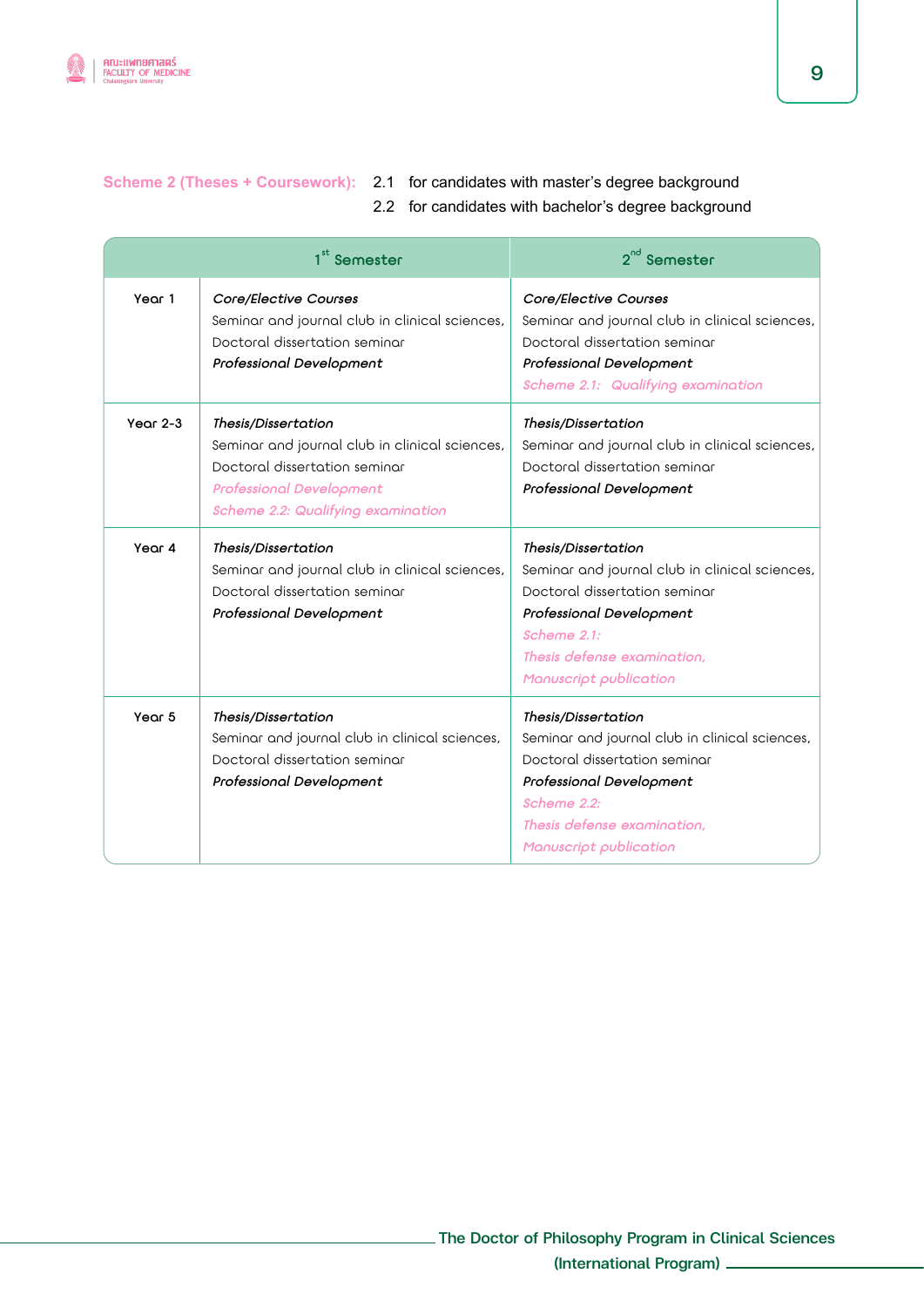**Scheme 2 (Theses + Coursework):** 2.1 for candidates with master's degree background
2.2 for candidates with bachelor's degree background

| | 1st Semester | 2nd Semester |
|---|---|---|
| Year 1 | *Core/Elective Courses*<br>Seminar and journal club in clinical sciences,<br>Doctoral dissertation seminar<br>***Professional Development*** | *Core/Elective Courses*<br>Seminar and journal club in clinical sciences,<br>Doctoral dissertation seminar<br>***Professional Development***<br>*Scheme 2.1: Qualifying examination* |
| Year 2-3 | *Thesis/Dissertation*<br>Seminar and journal club in clinical sciences,<br>Doctoral dissertation seminar<br>*Professional Development*<br>*Scheme 2.2: Qualifying examination* | *Thesis/Dissertation*<br>Seminar and journal club in clinical sciences,<br>Doctoral dissertation seminar<br>***Professional Development*** |
| Year 4 | *Thesis/Dissertation*<br>Seminar and journal club in clinical sciences,<br>Doctoral dissertation seminar<br>***Professional Development*** | *Thesis/Dissertation*<br>Seminar and journal club in clinical sciences,<br>Doctoral dissertation seminar<br>***Professional Development***<br>*Scheme 2.1:*<br>*Thesis defense examination,*<br>*Manuscript publication* |
| Year 5 | *Thesis/Dissertation*<br>Seminar and journal club in clinical sciences,<br>Doctoral dissertation seminar<br>***Professional Development*** | *Thesis/Dissertation*<br>Seminar and journal club in clinical sciences,<br>Doctoral dissertation seminar<br>***Professional Development***<br>*Scheme 2.2:*<br>*Thesis defense examination,*<br>*Manuscript publication* |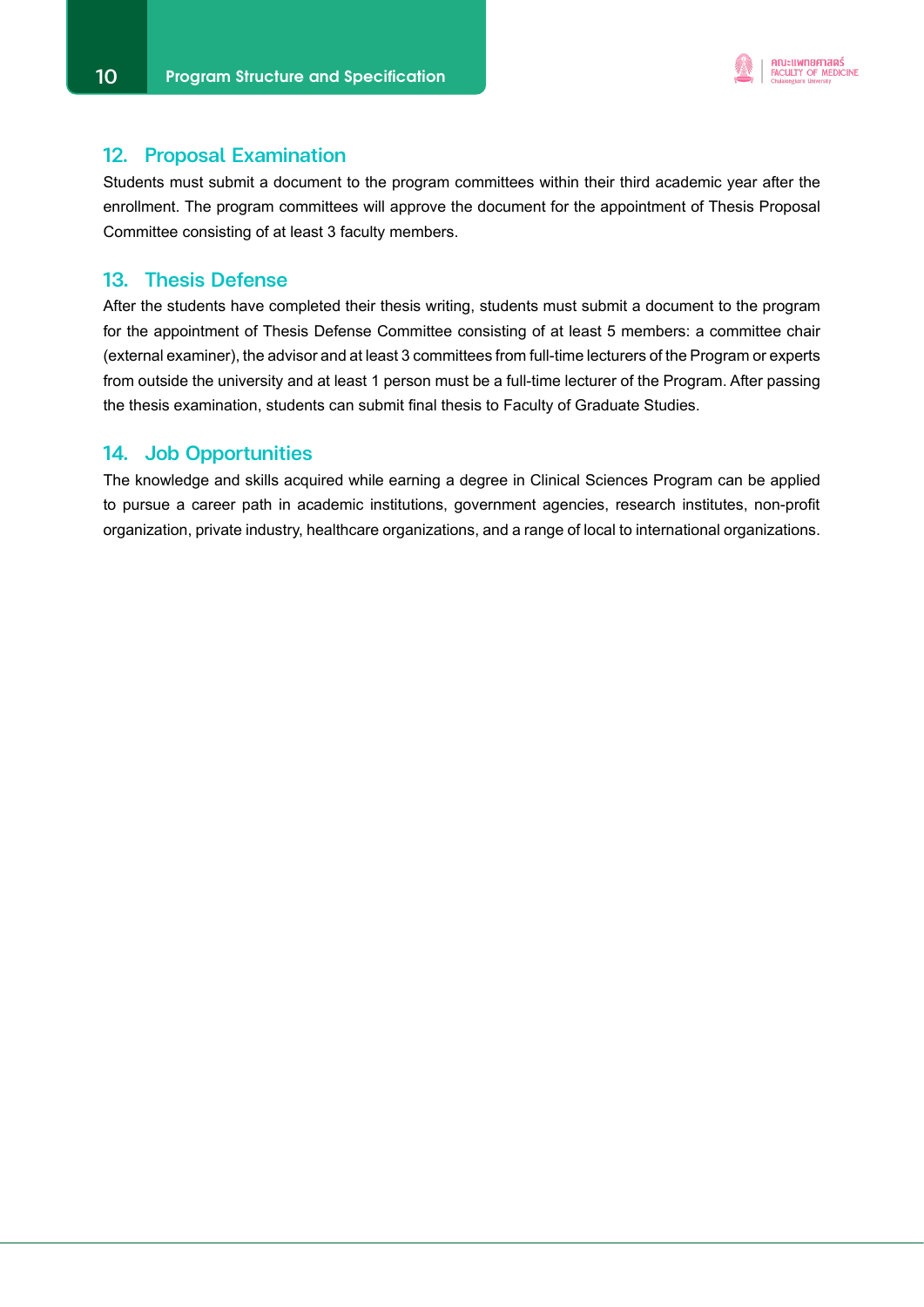## 12. Proposal Examination

Students must submit a document to the program committees within their third academic year after the enrollment. The program committees will approve the document for the appointment of Thesis Proposal Committee consisting of at least 3 faculty members.

## 13. Thesis Defense

After the students have completed their thesis writing, students must submit a document to the program for the appointment of Thesis Defense Committee consisting of at least 5 members: a committee chair (external examiner), the advisor and at least 3 committees from full-time lecturers of the Program or experts from outside the university and at least 1 person must be a full-time lecturer of the Program. After passing the thesis examination, students can submit final thesis to Faculty of Graduate Studies.

## 14. Job Opportunities

The knowledge and skills acquired while earning a degree in Clinical Sciences Program can be applied to pursue a career path in academic institutions, government agencies, research institutes, non-profit organization, private industry, healthcare organizations, and a range of local to international organizations.